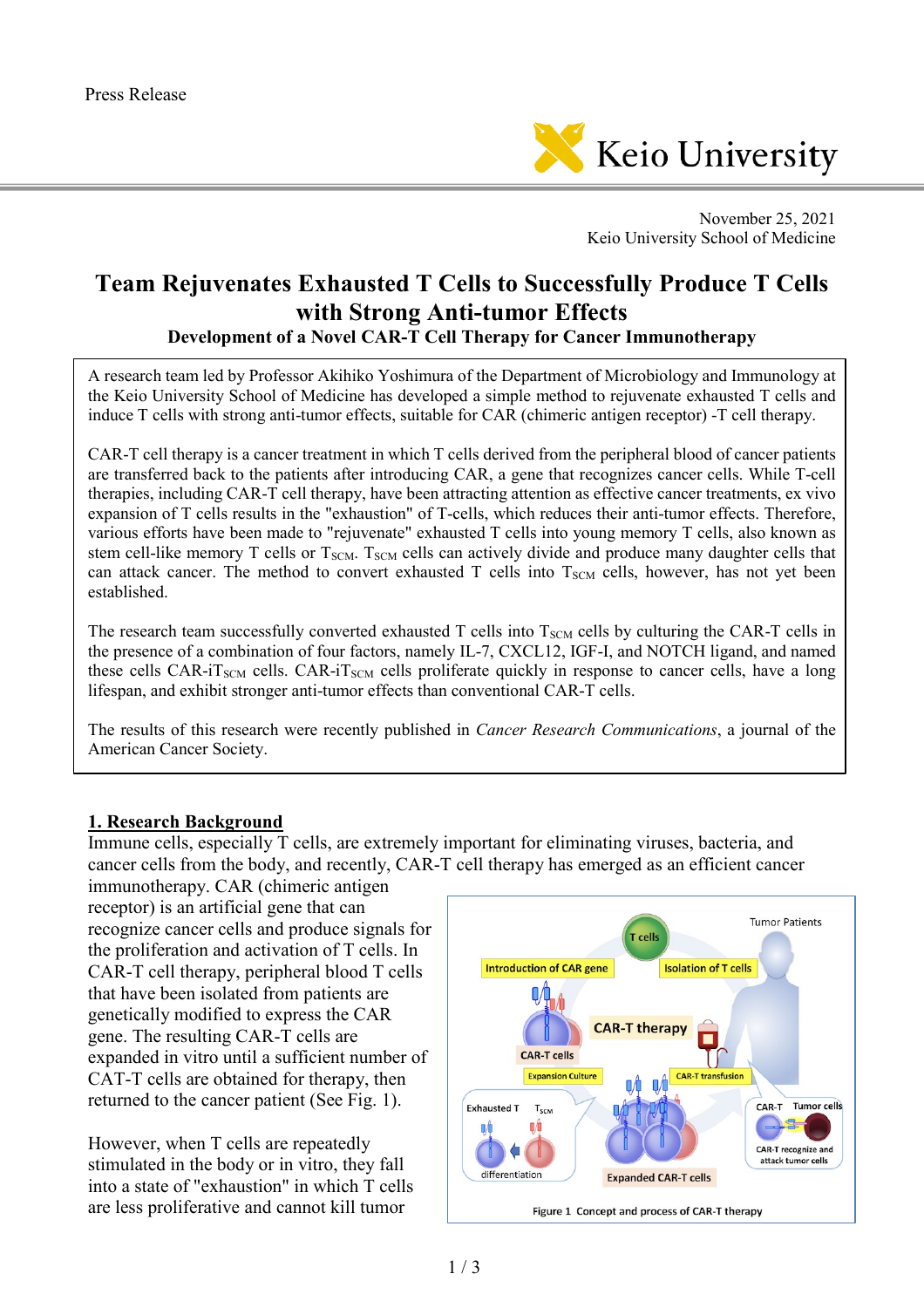Press Release

Keio University

November 25, 2021
Keio University School of Medicine

# Team Rejuvenates Exhausted T Cells to Successfully Produce T Cells with Strong Anti-tumor Effects

### Development of a Novel CAR-T Cell Therapy for Cancer Immunotherapy

A research team led by Professor Akihiko Yoshimura of the Department of Microbiology and Immunology at the Keio University School of Medicine has developed a simple method to rejuvenate exhausted T cells and induce T cells with strong anti-tumor effects, suitable for CAR (chimeric antigen receptor) -T cell therapy.

CAR-T cell therapy is a cancer treatment in which T cells derived from the peripheral blood of cancer patients are transferred back to the patients after introducing CAR, a gene that recognizes cancer cells. While T-cell therapies, including CAR-T cell therapy, have been attracting attention as effective cancer treatments, ex vivo expansion of T cells results in the "exhaustion" of T-cells, which reduces their anti-tumor effects. Therefore, various efforts have been made to "rejuvenate" exhausted T cells into young memory T cells, also known as stem cell-like memory T cells or $T_{SCM}$. $T_{SCM}$ cells can actively divide and produce many daughter cells that can attack cancer. The method to convert exhausted T cells into $T_{SCM}$ cells, however, has not yet been established.

The research team successfully converted exhausted T cells into $T_{SCM}$ cells by culturing the CAR-T cells in the presence of a combination of four factors, namely IL-7, CXCL12, IGF-I, and NOTCH ligand, and named these cells CAR-i$T_{SCM}$ cells. CAR-i$T_{SCM}$ cells proliferate quickly in response to cancer cells, have a long lifespan, and exhibit stronger anti-tumor effects than conventional CAR-T cells.

The results of this research were recently published in *Cancer Research Communications*, a journal of the American Cancer Society.

## 1. Research Background

Immune cells, especially T cells, are extremely important for eliminating viruses, bacteria, and cancer cells from the body, and recently, CAR-T cell therapy has emerged as an efficient cancer immunotherapy. CAR (chimeric antigen receptor) is an artificial gene that can recognize cancer cells and produce signals for the proliferation and activation of T cells. In CAR-T cell therapy, peripheral blood T cells that have been isolated from patients are genetically modified to express the CAR gene. The resulting CAR-T cells are expanded in vitro until a sufficient number of CAT-T cells are obtained for therapy, then returned to the cancer patient (See Fig. 1).

Figure 1 Concept and process of CAR-T therapy

However, when T cells are repeatedly stimulated in the body or in vitro, they fall into a state of "exhaustion" in which T cells are less proliferative and cannot kill tumor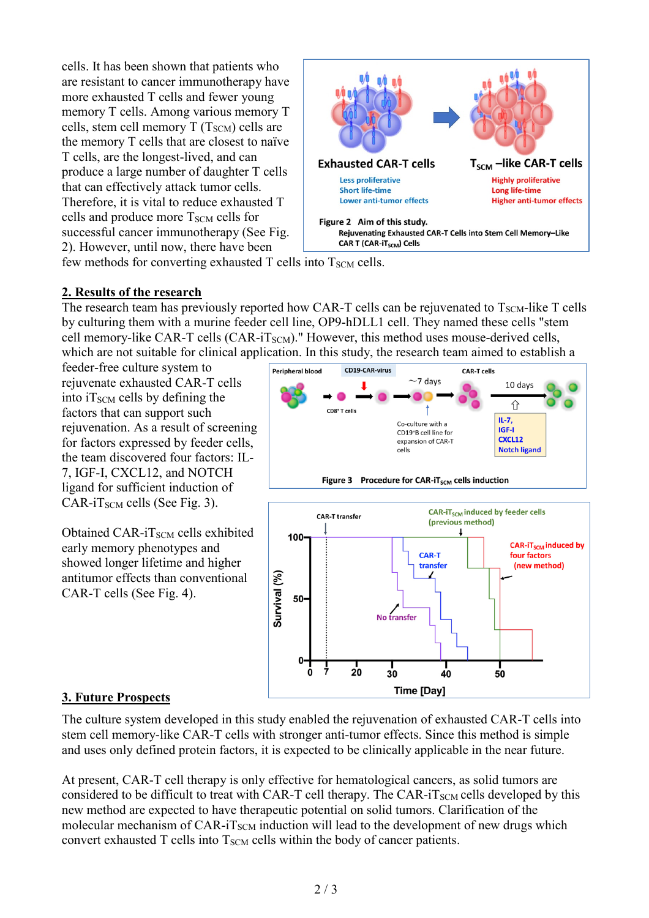cells. It has been shown that patients who are resistant to cancer immunotherapy have more exhausted T cells and fewer young memory T cells. Among various memory T cells, stem cell memory T ($T_{SCM}$) cells are the memory T cells that are closest to naïve T cells, are the longest-lived, and can produce a large number of daughter T cells that can effectively attack tumor cells. Therefore, it is vital to reduce exhausted T cells and produce more $T_{SCM}$ cells for successful cancer immunotherapy (See Fig. 2). However, until now, there have been few methods for converting exhausted T cells into $T_{SCM}$ cells.

Figure 2 Aim of this study.
Rejuvenating Exhausted CAR-T Cells into Stem Cell Memory–Like CAR T (CAR-i$T_{SCM}$) Cells

## 2. Results of the research

The research team has previously reported how CAR-T cells can be rejuvenated to $T_{SCM}$-like T cells by culturing them with a murine feeder cell line, OP9-hDLL1 cell. They named these cells "stem cell memory-like CAR-T cells (CAR-i$T_{SCM}$)." However, this method uses mouse-derived cells, which are not suitable for clinical application. In this study, the research team aimed to establish a feeder-free culture system to rejuvenate exhausted CAR-T cells into i$T_{SCM}$ cells by defining the factors that can support such rejuvenation. As a result of screening for factors expressed by feeder cells, the team discovered four factors: IL-7, IGF-I, CXCL12, and NOTCH ligand for sufficient induction of CAR-i$T_{SCM}$ cells (See Fig. 3).

Figure 3 Procedure for CAR-i$T_{SCM}$ cells induction

Obtained CAR-i$T_{SCM}$ cells exhibited early memory phenotypes and showed longer lifetime and higher antitumor effects than conventional CAR-T cells (See Fig. 4).

## 3. Future Prospects

The culture system developed in this study enabled the rejuvenation of exhausted CAR-T cells into stem cell memory-like CAR-T cells with stronger anti-tumor effects. Since this method is simple and uses only defined protein factors, it is expected to be clinically applicable in the near future.

At present, CAR-T cell therapy is only effective for hematological cancers, as solid tumors are considered to be difficult to treat with CAR-T cell therapy. The CAR-i$T_{SCM}$ cells developed by this new method are expected to have therapeutic potential on solid tumors. Clarification of the molecular mechanism of CAR-i$T_{SCM}$ induction will lead to the development of new drugs which convert exhausted T cells into $T_{SCM}$ cells within the body of cancer patients.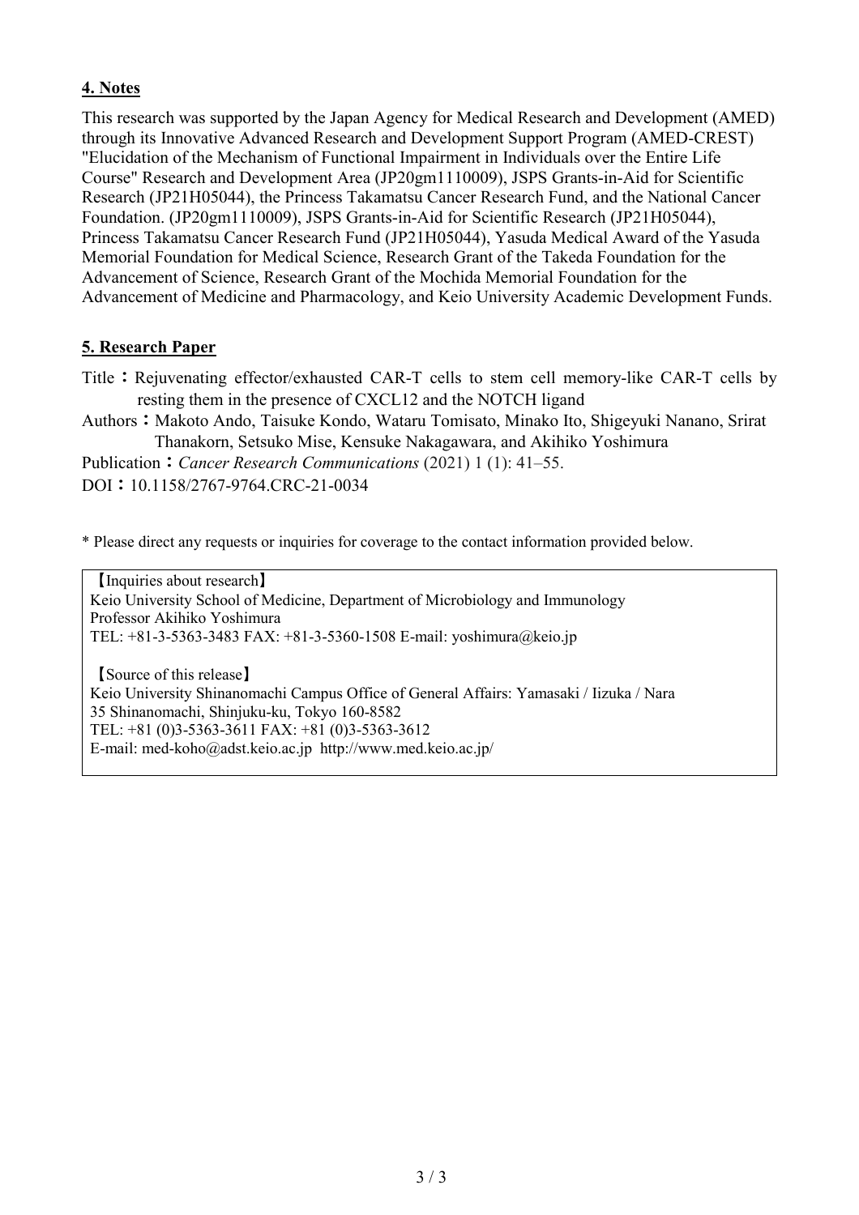## 4. Notes

This research was supported by the Japan Agency for Medical Research and Development (AMED) through its Innovative Advanced Research and Development Support Program (AMED-CREST) "Elucidation of the Mechanism of Functional Impairment in Individuals over the Entire Life Course" Research and Development Area (JP20gm1110009), JSPS Grants-in-Aid for Scientific Research (JP21H05044), the Princess Takamatsu Cancer Research Fund, and the National Cancer Foundation. (JP20gm1110009), JSPS Grants-in-Aid for Scientific Research (JP21H05044), Princess Takamatsu Cancer Research Fund (JP21H05044), Yasuda Medical Award of the Yasuda Memorial Foundation for Medical Science, Research Grant of the Takeda Foundation for the Advancement of Science, Research Grant of the Mochida Memorial Foundation for the Advancement of Medicine and Pharmacology, and Keio University Academic Development Funds.

## 5. Research Paper

Title：Rejuvenating effector/exhausted CAR-T cells to stem cell memory-like CAR-T cells by resting them in the presence of CXCL12 and the NOTCH ligand

Authors：Makoto Ando, Taisuke Kondo, Wataru Tomisato, Minako Ito, Shigeyuki Nanano, Srirat Thanakorn, Setsuko Mise, Kensuke Nakagawara, and Akihiko Yoshimura

Publication：*Cancer Research Communications* (2021) 1 (1): 41–55.

DOI：10.1158/2767-9764.CRC-21-0034

* Please direct any requests or inquiries for coverage to the contact information provided below.

【Inquiries about research】
Keio University School of Medicine, Department of Microbiology and Immunology
Professor Akihiko Yoshimura
TEL: +81-3-5363-3483 FAX: +81-3-5360-1508 E-mail: yoshimura@keio.jp

【Source of this release】
Keio University Shinanomachi Campus Office of General Affairs: Yamasaki / Iizuka / Nara
35 Shinanomachi, Shinjuku-ku, Tokyo 160-8582
TEL: +81 (0)3-5363-3611 FAX: +81 (0)3-5363-3612
E-mail: med-koho@adst.keio.ac.jp http://www.med.keio.ac.jp/